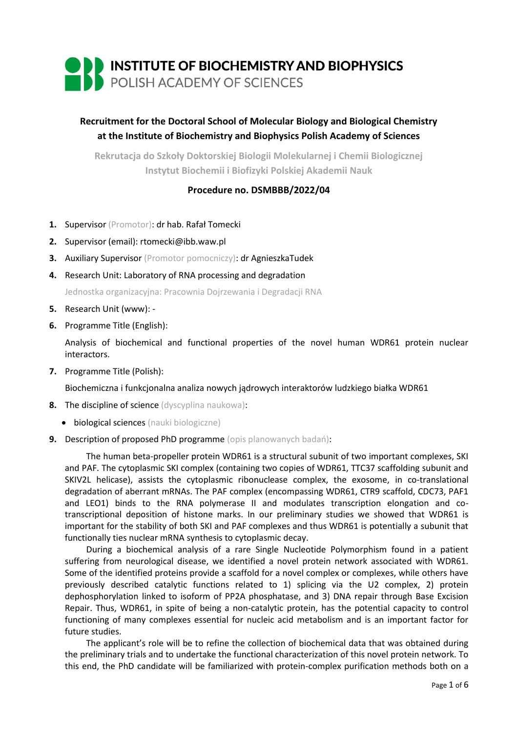# INSTITUTE OF BIOCHEMISTRY AND BIOPHYSICS
## POLISH ACADEMY OF SCIENCES

**Recruitment for the Doctoral School of Molecular Biology and Biological Chemistry at the Institute of Biochemistry and Biophysics Polish Academy of Sciences**

**Rekrutacja do Szkoły Doktorskiej Biologii Molekularnej i Chemii Biologicznej Instytut Biochemii i Biofizyki Polskiej Akademii Nauk**

**Procedure no. DSMBBB/2022/04**

1. Supervisor (Promotor): dr hab. Rafał Tomecki
2. Supervisor (email): rtomecki@ibb.waw.pl
3. Auxiliary Supervisor (Promotor pomocniczy): dr AgnieszkaTudek
4. Research Unit: Laboratory of RNA processing and degradation

   Jednostka organizacyjna: Pracownia Dojrzewania i Degradacji RNA
5. Research Unit (www): -
6. Programme Title (English):

   Analysis of biochemical and functional properties of the novel human WDR61 protein nuclear interactors.
7. Programme Title (Polish):

   Biochemiczna i funkcjonalna analiza nowych jądrowych interaktorów ludzkiego białka WDR61
8. The discipline of science (dyscyplina naukowa):
   - biological sciences (nauki biologiczne)
9. Description of proposed PhD programme (opis planowanych badań):

The human beta-propeller protein WDR61 is a structural subunit of two important complexes, SKI and PAF. The cytoplasmic SKI complex (containing two copies of WDR61, TTC37 scaffolding subunit and SKIV2L helicase), assists the cytoplasmic ribonuclease complex, the exosome, in co-translational degradation of aberrant mRNAs. The PAF complex (encompassing WDR61, CTR9 scaffold, CDC73, PAF1 and LEO1) binds to the RNA polymerase II and modulates transcription elongation and co-transcriptional deposition of histone marks. In our preliminary studies we showed that WDR61 is important for the stability of both SKI and PAF complexes and thus WDR61 is potentially a subunit that functionally ties nuclear mRNA synthesis to cytoplasmic decay.

During a biochemical analysis of a rare Single Nucleotide Polymorphism found in a patient suffering from neurological disease, we identified a novel protein network associated with WDR61. Some of the identified proteins provide a scaffold for a novel complex or complexes, while others have previously described catalytic functions related to 1) splicing via the U2 complex, 2) protein dephosphorylation linked to isoform of PP2A phosphatase, and 3) DNA repair through Base Excision Repair. Thus, WDR61, in spite of being a non-catalytic protein, has the potential capacity to control functioning of many complexes essential for nucleic acid metabolism and is an important factor for future studies.

The applicant's role will be to refine the collection of biochemical data that was obtained during the preliminary trials and to undertake the functional characterization of this novel protein network. To this end, the PhD candidate will be familiarized with protein-complex purification methods both on a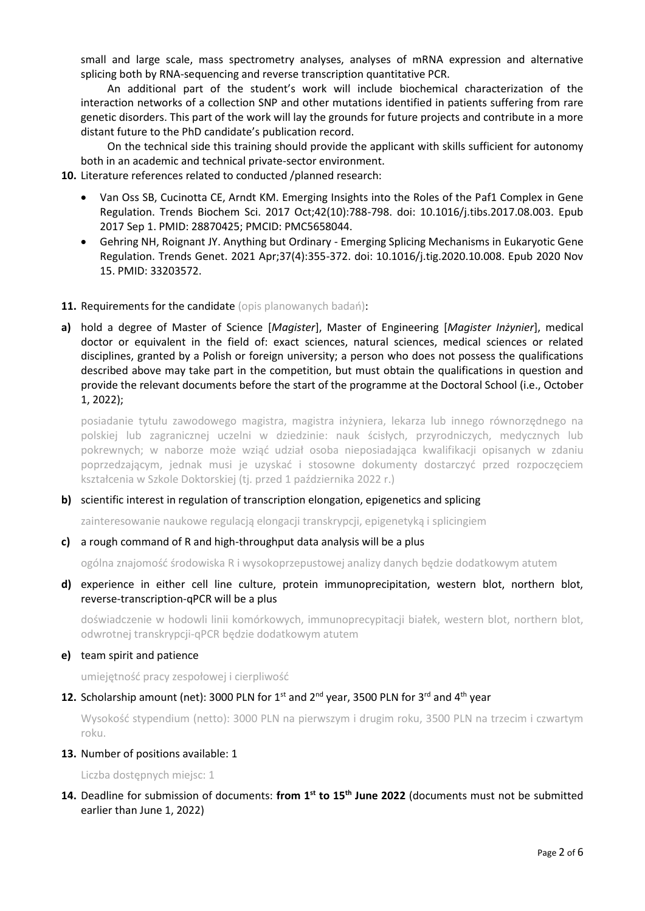small and large scale, mass spectrometry analyses, analyses of mRNA expression and alternative splicing both by RNA-sequencing and reverse transcription quantitative PCR.

An additional part of the student's work will include biochemical characterization of the interaction networks of a collection SNP and other mutations identified in patients suffering from rare genetic disorders. This part of the work will lay the grounds for future projects and contribute in a more distant future to the PhD candidate's publication record.

On the technical side this training should provide the applicant with skills sufficient for autonomy both in an academic and technical private-sector environment.

**10.** Literature references related to conducted /planned research:

- Van Oss SB, Cucinotta CE, Arndt KM. Emerging Insights into the Roles of the Paf1 Complex in Gene Regulation. Trends Biochem Sci. 2017 Oct;42(10):788-798. doi: 10.1016/j.tibs.2017.08.003. Epub 2017 Sep 1. PMID: 28870425; PMCID: PMC5658044.
- Gehring NH, Roignant JY. Anything but Ordinary - Emerging Splicing Mechanisms in Eukaryotic Gene Regulation. Trends Genet. 2021 Apr;37(4):355-372. doi: 10.1016/j.tig.2020.10.008. Epub 2020 Nov 15. PMID: 33203572.

**11.** Requirements for the candidate (opis planowanych badań):

**a)** hold a degree of Master of Science [*Magister*], Master of Engineering [*Magister Inżynier*], medical doctor or equivalent in the field of: exact sciences, natural sciences, medical sciences or related disciplines, granted by a Polish or foreign university; a person who does not possess the qualifications described above may take part in the competition, but must obtain the qualifications in question and provide the relevant documents before the start of the programme at the Doctoral School (i.e., October 1, 2022);

posiadanie tytułu zawodowego magistra, magistra inżyniera, lekarza lub innego równorzędnego na polskiej lub zagranicznej uczelni w dziedzinie: nauk ścisłych, przyrodniczych, medycznych lub pokrewnych; w naborze może wziąć udział osoba nieposiadająca kwalifikacji opisanych w zdaniu poprzedzającym, jednak musi je uzyskać i stosowne dokumenty dostarczyć przed rozpoczęciem kształcenia w Szkole Doktorskiej (tj. przed 1 października 2022 r.)

**b)** scientific interest in regulation of transcription elongation, epigenetics and splicing

zainteresowanie naukowe regulacją elongacji transkrypcji, epigenetyką i splicingiem

**c)** a rough command of R and high-throughput data analysis will be a plus

ogólna znajomość środowiska R i wysokoprzepustowej analizy danych będzie dodatkowym atutem

**d)** experience in either cell line culture, protein immunoprecipitation, western blot, northern blot, reverse-transcription-qPCR will be a plus

doświadczenie w hodowli linii komórkowych, immunoprecypitacji białek, western blot, northern blot, odwrotnej transkrypcji-qPCR będzie dodatkowym atutem

**e)** team spirit and patience

umiejętność pracy zespołowej i cierpliwość

**12.** Scholarship amount (net): 3000 PLN for 1st and 2nd year, 3500 PLN for 3rd and 4th year

Wysokość stypendium (netto): 3000 PLN na pierwszym i drugim roku, 3500 PLN na trzecim i czwartym roku.

**13.** Number of positions available: 1

Liczba dostępnych miejsc: 1

**14.** Deadline for submission of documents: **from 1st to 15th June 2022** (documents must not be submitted earlier than June 1, 2022)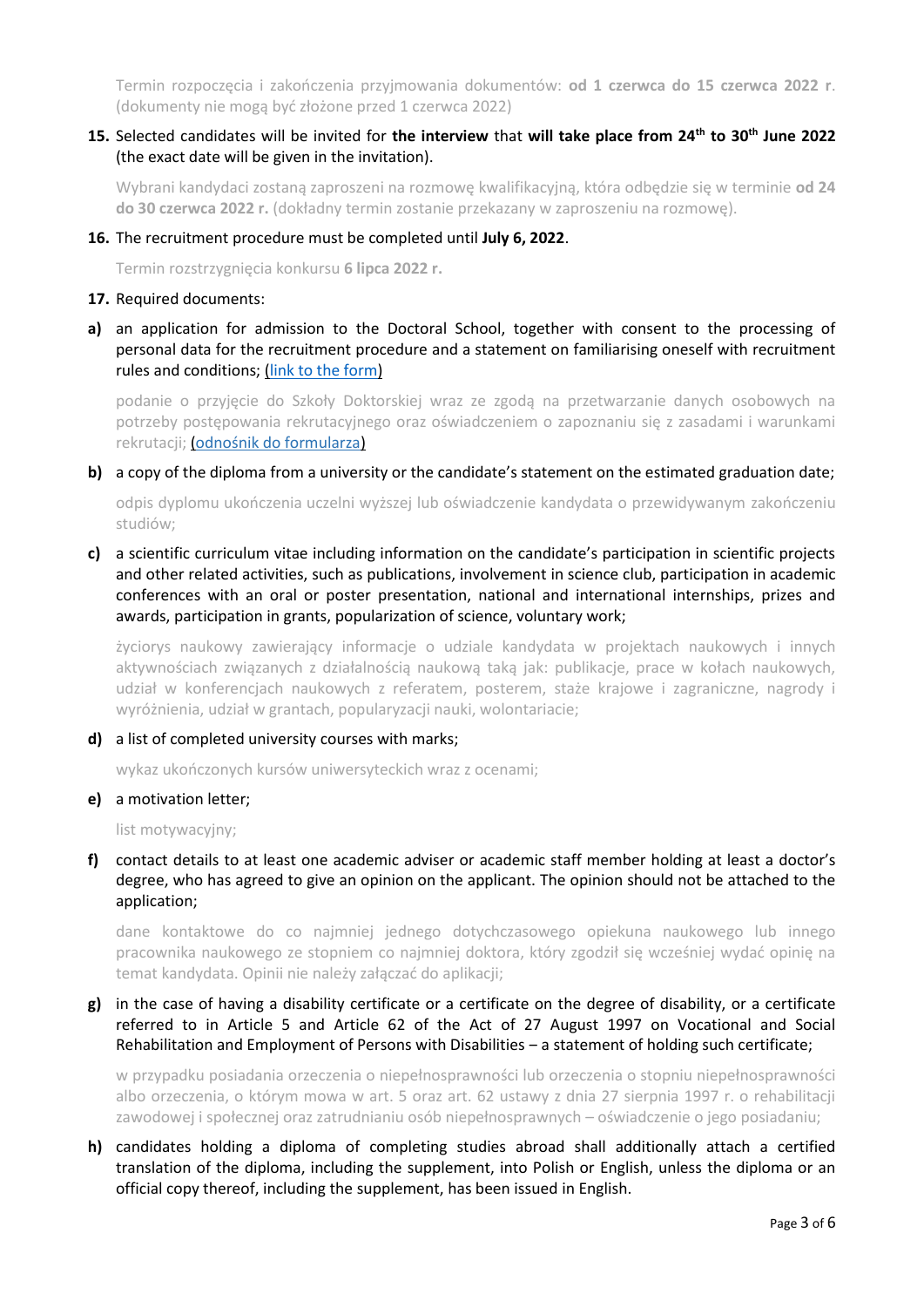Termin rozpoczęcia i zakończenia przyjmowania dokumentów: **od 1 czerwca do 15 czerwca 2022 r**. (dokumenty nie mogą być złożone przed 1 czerwca 2022)

**15.** Selected candidates will be invited for **the interview** that **will take place from 24th to 30th June 2022** (the exact date will be given in the invitation).

Wybrani kandydaci zostaną zaproszeni na rozmowę kwalifikacyjną, która odbędzie się w terminie **od 24 do 30 czerwca 2022 r.** (dokładny termin zostanie przekazany w zaproszeniu na rozmowę).

**16.** The recruitment procedure must be completed until **July 6, 2022**.

Termin rozstrzygnięcia konkursu **6 lipca 2022 r.**

**17.** Required documents:

**a)** an application for admission to the Doctoral School, together with consent to the processing of personal data for the recruitment procedure and a statement on familiarising oneself with recruitment rules and conditions; (link to the form)

podanie o przyjęcie do Szkoły Doktorskiej wraz ze zgodą na przetwarzanie danych osobowych na potrzeby postępowania rekrutacyjnego oraz oświadczeniem o zapoznaniu się z zasadami i warunkami rekrutacji; (odnośnik do formularza)

**b)** a copy of the diploma from a university or the candidate's statement on the estimated graduation date;

odpis dyplomu ukończenia uczelni wyższej lub oświadczenie kandydata o przewidywanym zakończeniu studiów;

**c)** a scientific curriculum vitae including information on the candidate's participation in scientific projects and other related activities, such as publications, involvement in science club, participation in academic conferences with an oral or poster presentation, national and international internships, prizes and awards, participation in grants, popularization of science, voluntary work;

życiorys naukowy zawierający informacje o udziale kandydata w projektach naukowych i innych aktywnościach związanych z działalnością naukową taką jak: publikacje, prace w kołach naukowych, udział w konferencjach naukowych z referatem, posterem, staże krajowe i zagraniczne, nagrody i wyróżnienia, udział w grantach, popularyzacji nauki, wolontariacie;

**d)** a list of completed university courses with marks;

wykaz ukończonych kursów uniwersyteckich wraz z ocenami;

**e)** a motivation letter;

list motywacyjny;

**f)** contact details to at least one academic adviser or academic staff member holding at least a doctor's degree, who has agreed to give an opinion on the applicant. The opinion should not be attached to the application;

dane kontaktowe do co najmniej jednego dotychczasowego opiekuna naukowego lub innego pracownika naukowego ze stopniem co najmniej doktora, który zgodził się wcześniej wydać opinię na temat kandydata. Opinii nie należy załączać do aplikacji;

**g)** in the case of having a disability certificate or a certificate on the degree of disability, or a certificate referred to in Article 5 and Article 62 of the Act of 27 August 1997 on Vocational and Social Rehabilitation and Employment of Persons with Disabilities – a statement of holding such certificate;

w przypadku posiadania orzeczenia o niepełnosprawności lub orzeczenia o stopniu niepełnosprawności albo orzeczenia, o którym mowa w art. 5 oraz art. 62 ustawy z dnia 27 sierpnia 1997 r. o rehabilitacji zawodowej i społecznej oraz zatrudnianiu osób niepełnosprawnych – oświadczenie o jego posiadaniu;

**h)** candidates holding a diploma of completing studies abroad shall additionally attach a certified translation of the diploma, including the supplement, into Polish or English, unless the diploma or an official copy thereof, including the supplement, has been issued in English.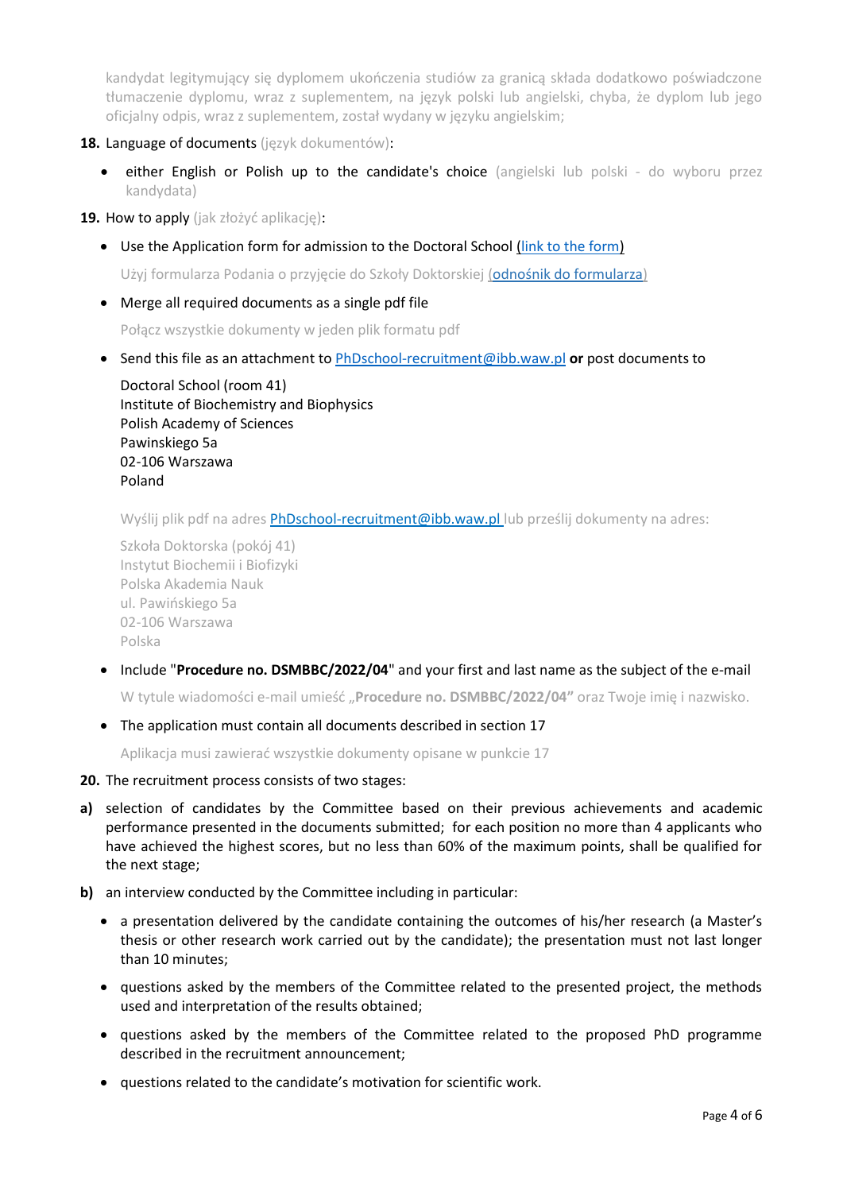kandydat legitymujący się dyplomem ukończenia studiów za granicą składa dodatkowo poświadczone tłumaczenie dyplomu, wraz z suplementem, na język polski lub angielski, chyba, że dyplom lub jego oficjalny odpis, wraz z suplementem, został wydany w języku angielskim;

**18.** Language of documents (język dokumentów):

- either English or Polish up to the candidate's choice (angielski lub polski - do wyboru przez kandydata)

**19.** How to apply (jak złożyć aplikację):

- Use the Application form for admission to the Doctoral School (link to the form)

  Użyj formularza Podania o przyjęcie do Szkoły Doktorskiej (odnośnik do formularza)

- Merge all required documents as a single pdf file

  Połącz wszystkie dokumenty w jeden plik formatu pdf

- Send this file as an attachment to PhDschool-recruitment@ibb.waw.pl **or** post documents to

  Doctoral School (room 41)
  Institute of Biochemistry and Biophysics
  Polish Academy of Sciences
  Pawinskiego 5a
  02-106 Warszawa
  Poland

  Wyślij plik pdf na adres PhDschool-recruitment@ibb.waw.pl lub prześlij dokumenty na adres:

  Szkoła Doktorska (pokój 41)
  Instytut Biochemii i Biofizyki
  Polska Akademia Nauk
  ul. Pawińskiego 5a
  02-106 Warszawa
  Polska

- Include "**Procedure no. DSMBBC/2022/04**" and your first and last name as the subject of the e-mail

  W tytule wiadomości e-mail umieść „**Procedure no. DSMBBC/2022/04"** oraz Twoje imię i nazwisko.

- The application must contain all documents described in section 17

  Aplikacja musi zawierać wszystkie dokumenty opisane w punkcie 17

**20.** The recruitment process consists of two stages:

**a)** selection of candidates by the Committee based on their previous achievements and academic performance presented in the documents submitted; for each position no more than 4 applicants who have achieved the highest scores, but no less than 60% of the maximum points, shall be qualified for the next stage;

**b)** an interview conducted by the Committee including in particular:

- a presentation delivered by the candidate containing the outcomes of his/her research (a Master's thesis or other research work carried out by the candidate); the presentation must not last longer than 10 minutes;
- questions asked by the members of the Committee related to the presented project, the methods used and interpretation of the results obtained;
- questions asked by the members of the Committee related to the proposed PhD programme described in the recruitment announcement;
- questions related to the candidate's motivation for scientific work.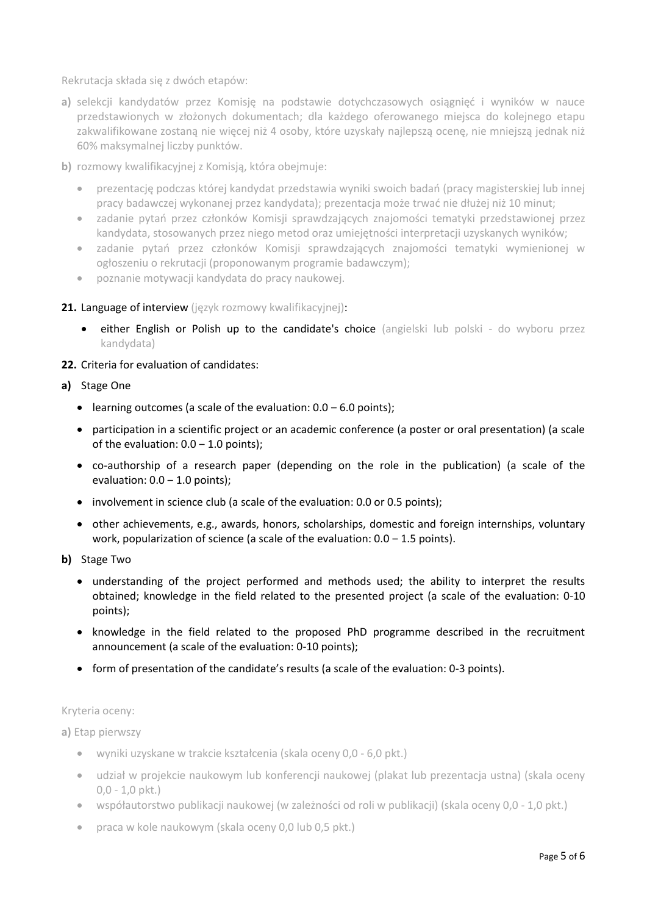Rekrutacja składa się z dwóch etapów:

**a)** selekcji kandydatów przez Komisję na podstawie dotychczasowych osiągnięć i wyników w nauce przedstawionych w złożonych dokumentach; dla każdego oferowanego miejsca do kolejnego etapu zakwalifikowane zostaną nie więcej niż 4 osoby, które uzyskały najlepszą ocenę, nie mniejszą jednak niż 60% maksymalnej liczby punktów.

**b)** rozmowy kwalifikacyjnej z Komisją, która obejmuje:

- prezentację podczas której kandydat przedstawia wyniki swoich badań (pracy magisterskiej lub innej pracy badawczej wykonanej przez kandydata); prezentacja może trwać nie dłużej niż 10 minut;
- zadanie pytań przez członków Komisji sprawdzających znajomości tematyki przedstawionej przez kandydata, stosowanych przez niego metod oraz umiejętności interpretacji uzyskanych wyników;
- zadanie pytań przez członków Komisji sprawdzających znajomości tematyki wymienionej w ogłoszeniu o rekrutacji (proponowanym programie badawczym);
- poznanie motywacji kandydata do pracy naukowej.

**21.** Language of interview (język rozmowy kwalifikacyjnej):

- either English or Polish up to the candidate's choice (angielski lub polski - do wyboru przez kandydata)

**22.** Criteria for evaluation of candidates:

**a)** Stage One

- learning outcomes (a scale of the evaluation: 0.0 – 6.0 points);
- participation in a scientific project or an academic conference (a poster or oral presentation) (a scale of the evaluation: 0.0 – 1.0 points);
- co-authorship of a research paper (depending on the role in the publication) (a scale of the evaluation: 0.0 – 1.0 points);
- involvement in science club (a scale of the evaluation: 0.0 or 0.5 points);
- other achievements, e.g., awards, honors, scholarships, domestic and foreign internships, voluntary work, popularization of science (a scale of the evaluation: 0.0 – 1.5 points).

**b)** Stage Two

- understanding of the project performed and methods used; the ability to interpret the results obtained; knowledge in the field related to the presented project (a scale of the evaluation: 0-10 points);
- knowledge in the field related to the proposed PhD programme described in the recruitment announcement (a scale of the evaluation: 0-10 points);
- form of presentation of the candidate's results (a scale of the evaluation: 0-3 points).

Kryteria oceny:

**a)** Etap pierwszy

- wyniki uzyskane w trakcie kształcenia (skala oceny 0,0 - 6,0 pkt.)
- udział w projekcie naukowym lub konferencji naukowej (plakat lub prezentacja ustna) (skala oceny 0,0 - 1,0 pkt.)
- współautorstwo publikacji naukowej (w zależności od roli w publikacji) (skala oceny 0,0 - 1,0 pkt.)
- praca w kole naukowym (skala oceny 0,0 lub 0,5 pkt.)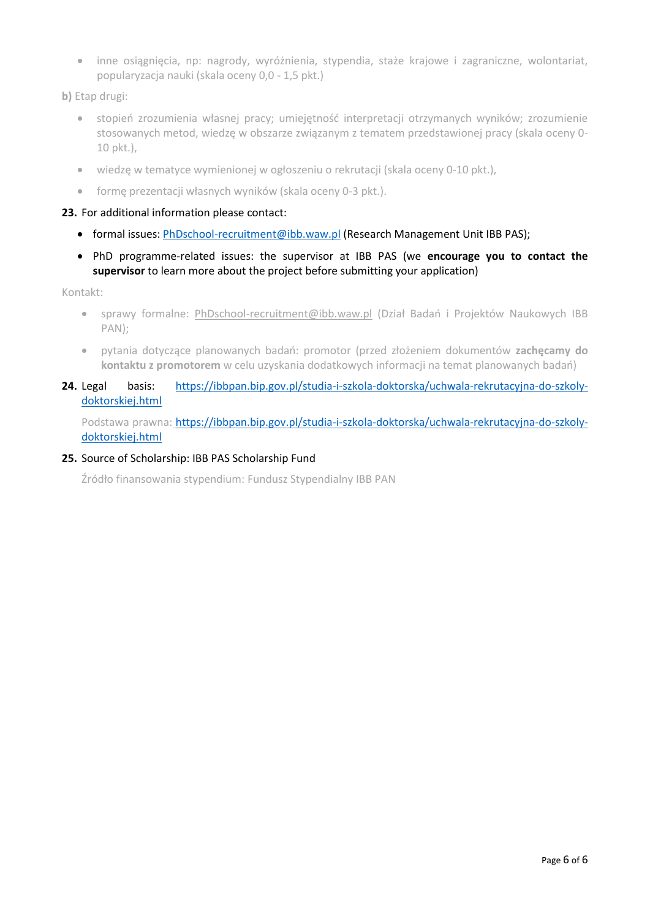- inne osiągnięcia, np: nagrody, wyróżnienia, stypendia, staże krajowe i zagraniczne, wolontariat, popularyzacja nauki (skala oceny 0,0 - 1,5 pkt.)

**b)** Etap drugi:

- stopień zrozumienia własnej pracy; umiejętność interpretacji otrzymanych wyników; zrozumienie stosowanych metod, wiedzę w obszarze związanym z tematem przedstawionej pracy (skala oceny 0-10 pkt.),
- wiedzę w tematyce wymienionej w ogłoszeniu o rekrutacji (skala oceny 0-10 pkt.),
- formę prezentacji własnych wyników (skala oceny 0-3 pkt.).

**23.** For additional information please contact:

- formal issues: PhDschool-recruitment@ibb.waw.pl (Research Management Unit IBB PAS);
- PhD programme-related issues: the supervisor at IBB PAS (we **encourage you to contact the supervisor** to learn more about the project before submitting your application)

Kontakt:

- sprawy formalne: PhDschool-recruitment@ibb.waw.pl (Dział Badań i Projektów Naukowych IBB PAN);
- pytania dotyczące planowanych badań: promotor (przed złożeniem dokumentów **zachęcamy do kontaktu z promotorem** w celu uzyskania dodatkowych informacji na temat planowanych badań)

**24.** Legal basis: https://ibbpan.bip.gov.pl/studia-i-szkola-doktorska/uchwala-rekrutacyjna-do-szkoly-doktorskiej.html

Podstawa prawna: https://ibbpan.bip.gov.pl/studia-i-szkola-doktorska/uchwala-rekrutacyjna-do-szkoly-doktorskiej.html

**25.** Source of Scholarship: IBB PAS Scholarship Fund

Źródło finansowania stypendium: Fundusz Stypendialny IBB PAN